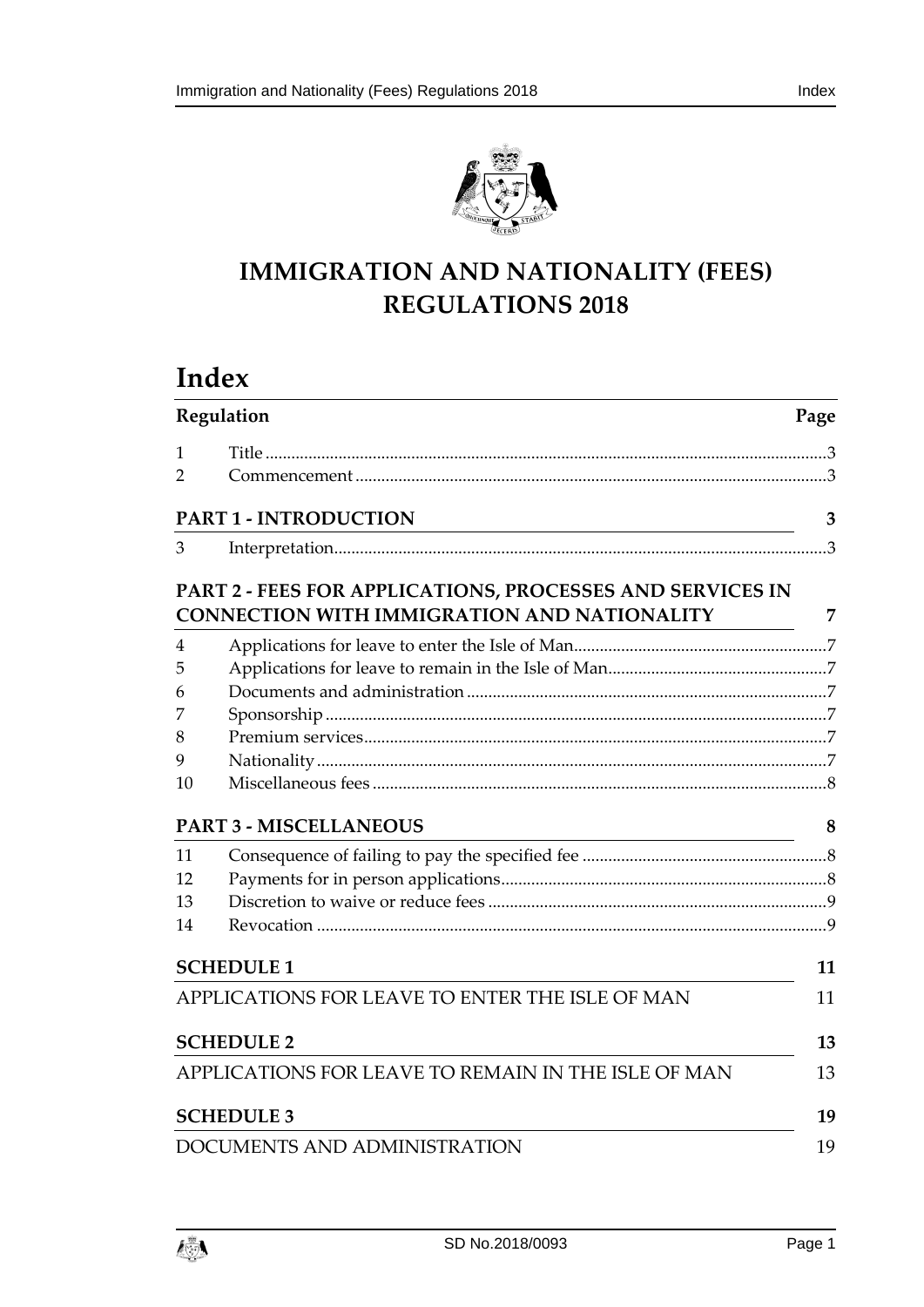# IMMIGRATION AND NATIONALITY (FEES) REGULATIONS 2018

## Index

| Regulation | | Page |
|---|---|---|
| 1 | Title | 3 |
| 2 | Commencement | 3 |
| **PART 1 - INTRODUCTION** | | **3** |
| 3 | Interpretation | 3 |
| **PART 2 - FEES FOR APPLICATIONS, PROCESSES AND SERVICES IN CONNECTION WITH IMMIGRATION AND NATIONALITY** | | **7** |
| 4 | Applications for leave to enter the Isle of Man | 7 |
| 5 | Applications for leave to remain in the Isle of Man | 7 |
| 6 | Documents and administration | 7 |
| 7 | Sponsorship | 7 |
| 8 | Premium services | 7 |
| 9 | Nationality | 7 |
| 10 | Miscellaneous fees | 8 |
| **PART 3 - MISCELLANEOUS** | | **8** |
| 11 | Consequence of failing to pay the specified fee | 8 |
| 12 | Payments for in person applications | 8 |
| 13 | Discretion to waive or reduce fees | 9 |
| 14 | Revocation | 9 |
| **SCHEDULE 1** | | **11** |
| APPLICATIONS FOR LEAVE TO ENTER THE ISLE OF MAN | | 11 |
| **SCHEDULE 2** | | **13** |
| APPLICATIONS FOR LEAVE TO REMAIN IN THE ISLE OF MAN | | 13 |
| **SCHEDULE 3** | | **19** |
| DOCUMENTS AND ADMINISTRATION | | 19 |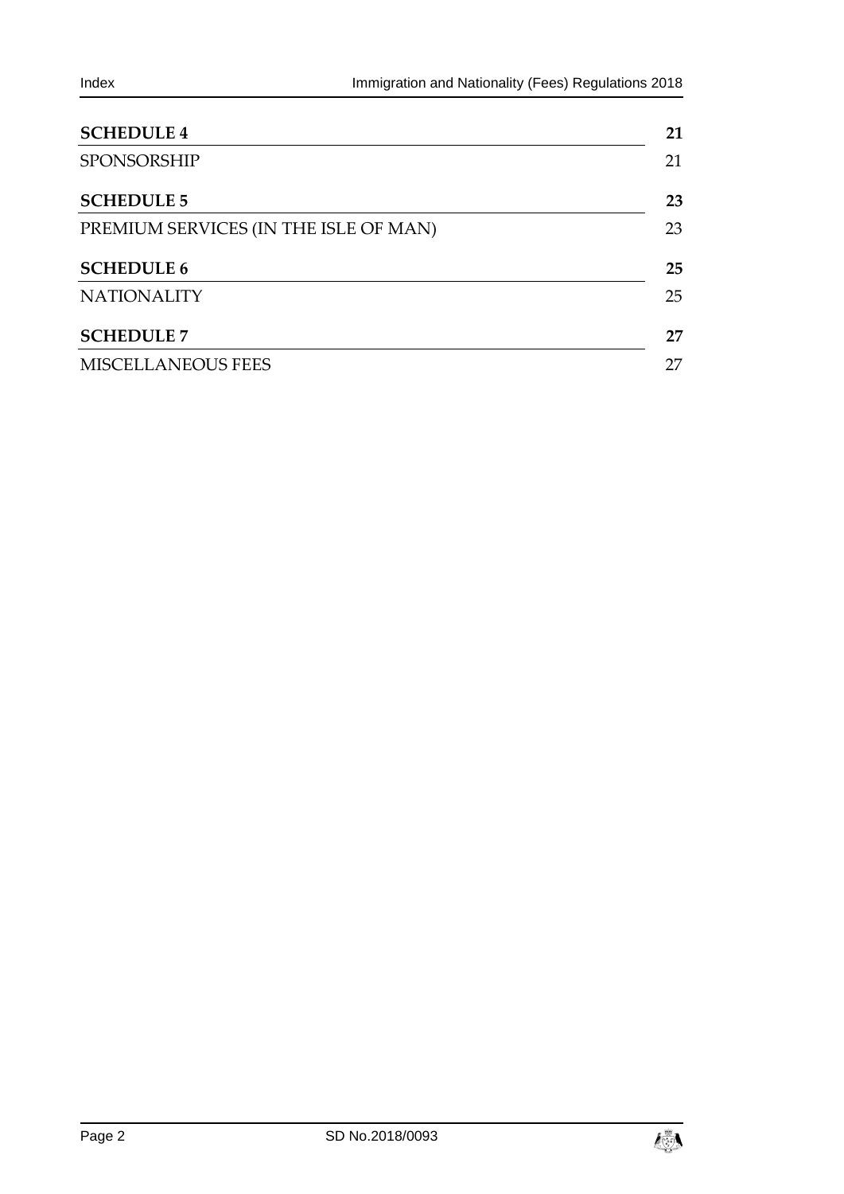| | |
|---|---|
| **SCHEDULE 4** | **21** |
| SPONSORSHIP | 21 |
| **SCHEDULE 5** | **23** |
| PREMIUM SERVICES (IN THE ISLE OF MAN) | 23 |
| **SCHEDULE 6** | **25** |
| NATIONALITY | 25 |
| **SCHEDULE 7** | **27** |
| MISCELLANEOUS FEES | 27 |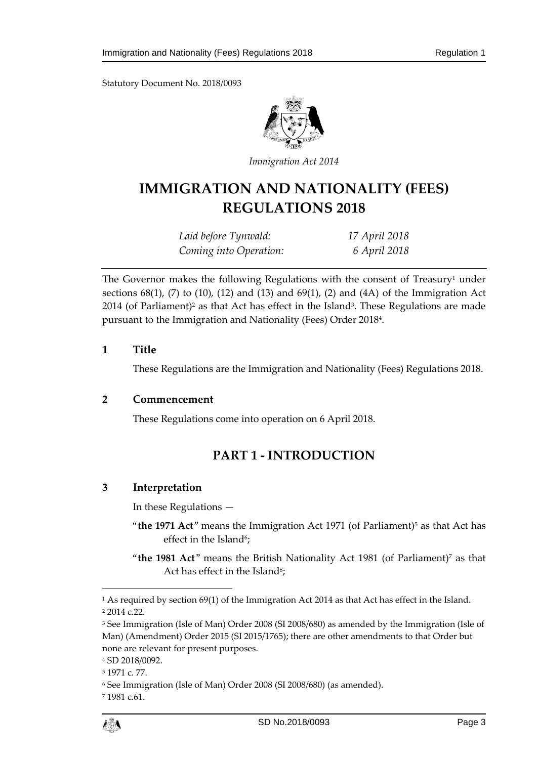Statutory Document No. 2018/0093

*Immigration Act 2014*

# IMMIGRATION AND NATIONALITY (FEES) REGULATIONS 2018

| | |
|---|---|
| *Laid before Tynwald:* | *17 April 2018* |
| *Coming into Operation:* | *6 April 2018* |

The Governor makes the following Regulations with the consent of Treasury[1] under sections 68(1), (7) to (10), (12) and (13) and 69(1), (2) and (4A) of the Immigration Act 2014 (of Parliament)[2] as that Act has effect in the Island[3]. These Regulations are made pursuant to the Immigration and Nationality (Fees) Order 2018[4].

### 1 Title

These Regulations are the Immigration and Nationality (Fees) Regulations 2018.

### 2 Commencement

These Regulations come into operation on 6 April 2018.

## PART 1 - INTRODUCTION

### 3 Interpretation

In these Regulations —

"**the 1971 Act**" means the Immigration Act 1971 (of Parliament)[5] as that Act has effect in the Island[6];

"**the 1981 Act**" means the British Nationality Act 1981 (of Parliament)[7] as that Act has effect in the Island[8];

---

[1] As required by section 69(1) of the Immigration Act 2014 as that Act has effect in the Island.

[2] 2014 c.22.

[3] See Immigration (Isle of Man) Order 2008 (SI 2008/680) as amended by the Immigration (Isle of Man) (Amendment) Order 2015 (SI 2015/1765); there are other amendments to that Order but none are relevant for present purposes.

[4] SD 2018/0092.

[5] 1971 c. 77.

[6] See Immigration (Isle of Man) Order 2008 (SI 2008/680) (as amended).

[7] 1981 c.61.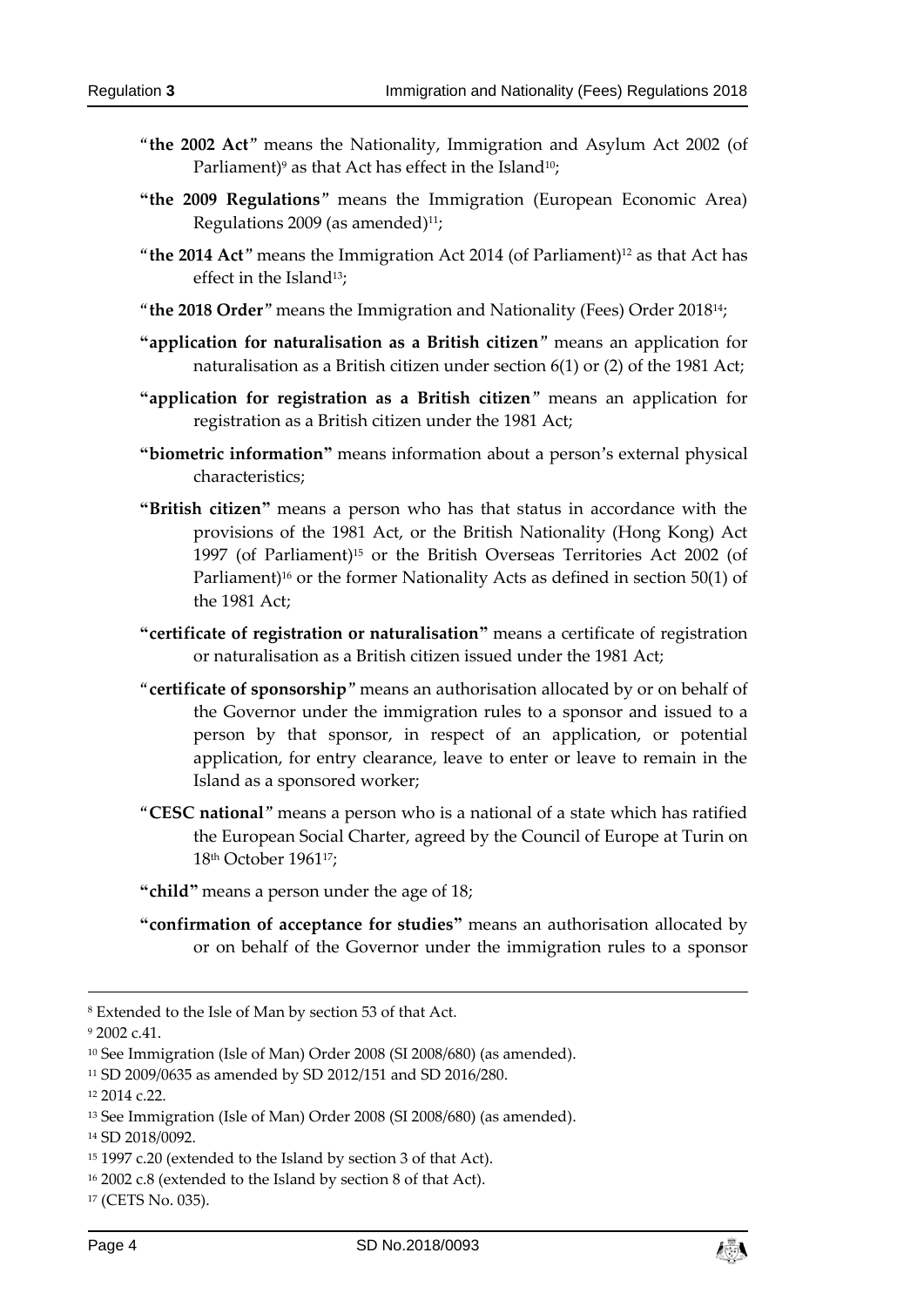"**the 2002 Act**" means the Nationality, Immigration and Asylum Act 2002 (of Parliament)[9] as that Act has effect in the Island[10];

"**the 2009 Regulations**" means the Immigration (European Economic Area) Regulations 2009 (as amended)[11];

"**the 2014 Act**" means the Immigration Act 2014 (of Parliament)[12] as that Act has effect in the Island[13];

"**the 2018 Order**" means the Immigration and Nationality (Fees) Order 2018[14];

"**application for naturalisation as a British citizen**" means an application for naturalisation as a British citizen under section 6(1) or (2) of the 1981 Act;

"**application for registration as a British citizen**" means an application for registration as a British citizen under the 1981 Act;

"**biometric information**" means information about a person's external physical characteristics;

"**British citizen**" means a person who has that status in accordance with the provisions of the 1981 Act, or the British Nationality (Hong Kong) Act 1997 (of Parliament)[15] or the British Overseas Territories Act 2002 (of Parliament)[16] or the former Nationality Acts as defined in section 50(1) of the 1981 Act;

"**certificate of registration or naturalisation**" means a certificate of registration or naturalisation as a British citizen issued under the 1981 Act;

"**certificate of sponsorship**" means an authorisation allocated by or on behalf of the Governor under the immigration rules to a sponsor and issued to a person by that sponsor, in respect of an application, or potential application, for entry clearance, leave to enter or leave to remain in the Island as a sponsored worker;

"**CESC national**" means a person who is a national of a state which has ratified the European Social Charter, agreed by the Council of Europe at Turin on 18th October 1961[17];

"**child**" means a person under the age of 18;

"**confirmation of acceptance for studies**" means an authorisation allocated by or on behalf of the Governor under the immigration rules to a sponsor

---

[8] Extended to the Isle of Man by section 53 of that Act.

[9] 2002 c.41.

[10] See Immigration (Isle of Man) Order 2008 (SI 2008/680) (as amended).

[11] SD 2009/0635 as amended by SD 2012/151 and SD 2016/280.

[12] 2014 c.22.

[13] See Immigration (Isle of Man) Order 2008 (SI 2008/680) (as amended).

[14] SD 2018/0092.

[15] 1997 c.20 (extended to the Island by section 3 of that Act).

[16] 2002 c.8 (extended to the Island by section 8 of that Act).

[17] (CETS No. 035).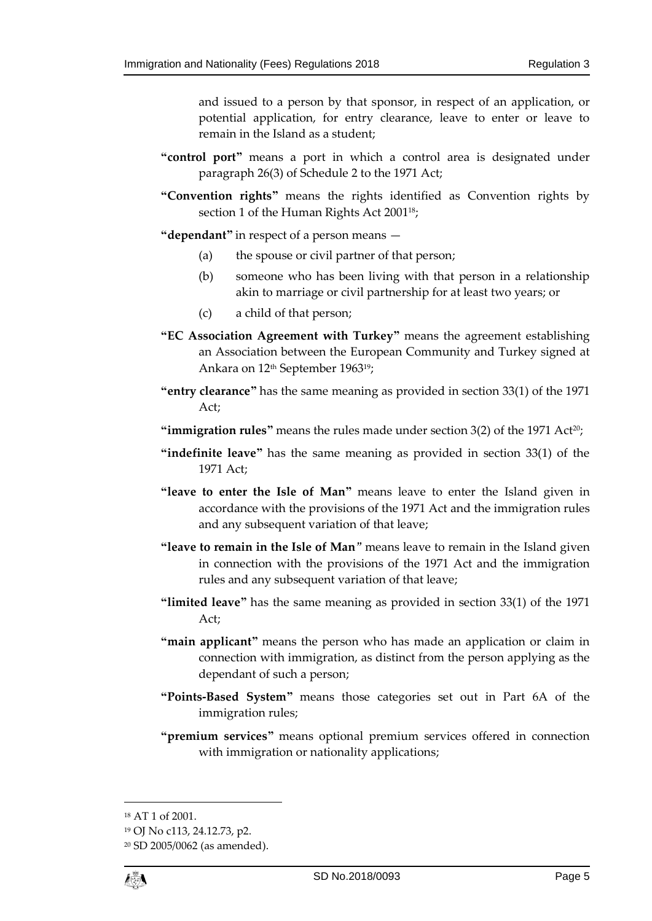and issued to a person by that sponsor, in respect of an application, or potential application, for entry clearance, leave to enter or leave to remain in the Island as a student;

**"control port"** means a port in which a control area is designated under paragraph 26(3) of Schedule 2 to the 1971 Act;

**"Convention rights"** means the rights identified as Convention rights by section 1 of the Human Rights Act 2001[18];

**"dependant"** in respect of a person means —

(a) the spouse or civil partner of that person;

(b) someone who has been living with that person in a relationship akin to marriage or civil partnership for at least two years; or

(c) a child of that person;

**"EC Association Agreement with Turkey"** means the agreement establishing an Association between the European Community and Turkey signed at Ankara on 12th September 1963[19];

**"entry clearance"** has the same meaning as provided in section 33(1) of the 1971 Act;

**"immigration rules"** means the rules made under section 3(2) of the 1971 Act[20];

**"indefinite leave"** has the same meaning as provided in section 33(1) of the 1971 Act;

**"leave to enter the Isle of Man"** means leave to enter the Island given in accordance with the provisions of the 1971 Act and the immigration rules and any subsequent variation of that leave;

**"leave to remain in the Isle of Man"** means leave to remain in the Island given in connection with the provisions of the 1971 Act and the immigration rules and any subsequent variation of that leave;

**"limited leave"** has the same meaning as provided in section 33(1) of the 1971 Act;

**"main applicant"** means the person who has made an application or claim in connection with immigration, as distinct from the person applying as the dependant of such a person;

**"Points-Based System"** means those categories set out in Part 6A of the immigration rules;

**"premium services"** means optional premium services offered in connection with immigration or nationality applications;

---

[18] AT 1 of 2001.

[19] OJ No c113, 24.12.73, p2.

[20] SD 2005/0062 (as amended).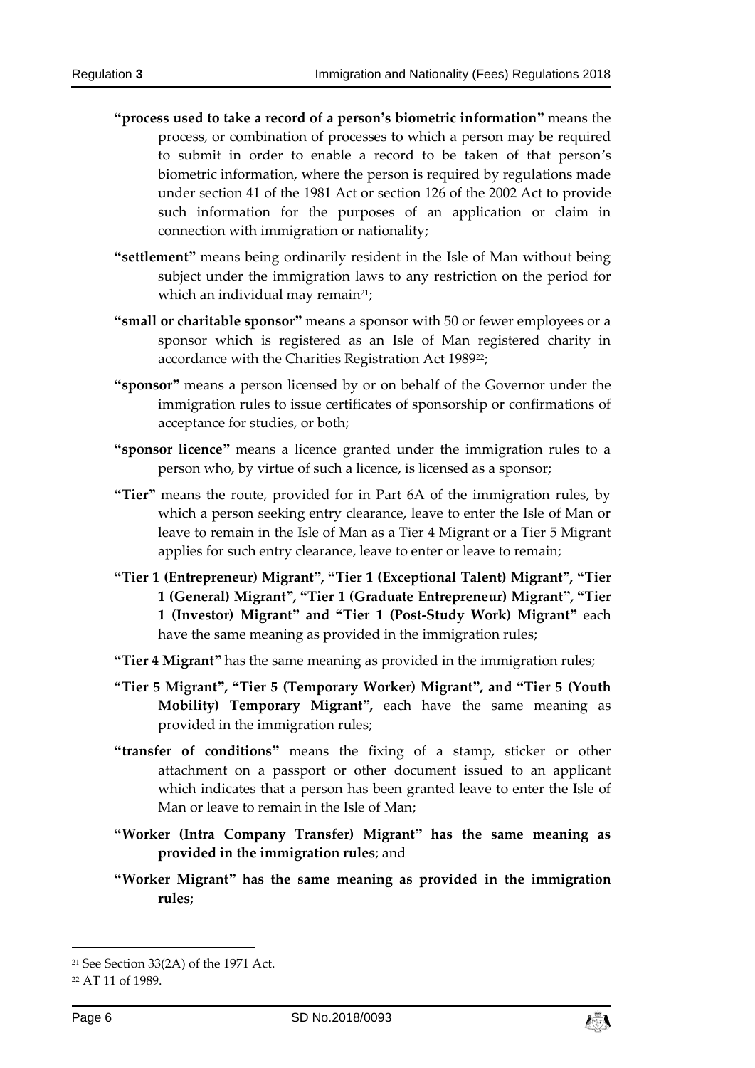**"process used to take a record of a person's biometric information"** means the process, or combination of processes to which a person may be required to submit in order to enable a record to be taken of that person's biometric information, where the person is required by regulations made under section 41 of the 1981 Act or section 126 of the 2002 Act to provide such information for the purposes of an application or claim in connection with immigration or nationality;

**"settlement"** means being ordinarily resident in the Isle of Man without being subject under the immigration laws to any restriction on the period for which an individual may remain[21];

**"small or charitable sponsor"** means a sponsor with 50 or fewer employees or a sponsor which is registered as an Isle of Man registered charity in accordance with the Charities Registration Act 1989[22];

**"sponsor"** means a person licensed by or on behalf of the Governor under the immigration rules to issue certificates of sponsorship or confirmations of acceptance for studies, or both;

**"sponsor licence"** means a licence granted under the immigration rules to a person who, by virtue of such a licence, is licensed as a sponsor;

**"Tier"** means the route, provided for in Part 6A of the immigration rules, by which a person seeking entry clearance, leave to enter the Isle of Man or leave to remain in the Isle of Man as a Tier 4 Migrant or a Tier 5 Migrant applies for such entry clearance, leave to enter or leave to remain;

**"Tier 1 (Entrepreneur) Migrant", "Tier 1 (Exceptional Talent) Migrant", "Tier 1 (General) Migrant", "Tier 1 (Graduate Entrepreneur) Migrant", "Tier 1 (Investor) Migrant" and "Tier 1 (Post-Study Work) Migrant"** each have the same meaning as provided in the immigration rules;

**"Tier 4 Migrant"** has the same meaning as provided in the immigration rules;

**"Tier 5 Migrant", "Tier 5 (Temporary Worker) Migrant", and "Tier 5 (Youth Mobility) Temporary Migrant",** each have the same meaning as provided in the immigration rules;

**"transfer of conditions"** means the fixing of a stamp, sticker or other attachment on a passport or other document issued to an applicant which indicates that a person has been granted leave to enter the Isle of Man or leave to remain in the Isle of Man;

**"Worker (Intra Company Transfer) Migrant" has the same meaning as provided in the immigration rules**; and

**"Worker Migrant" has the same meaning as provided in the immigration rules**;

---

[21] See Section 33(2A) of the 1971 Act.

[22] AT 11 of 1989.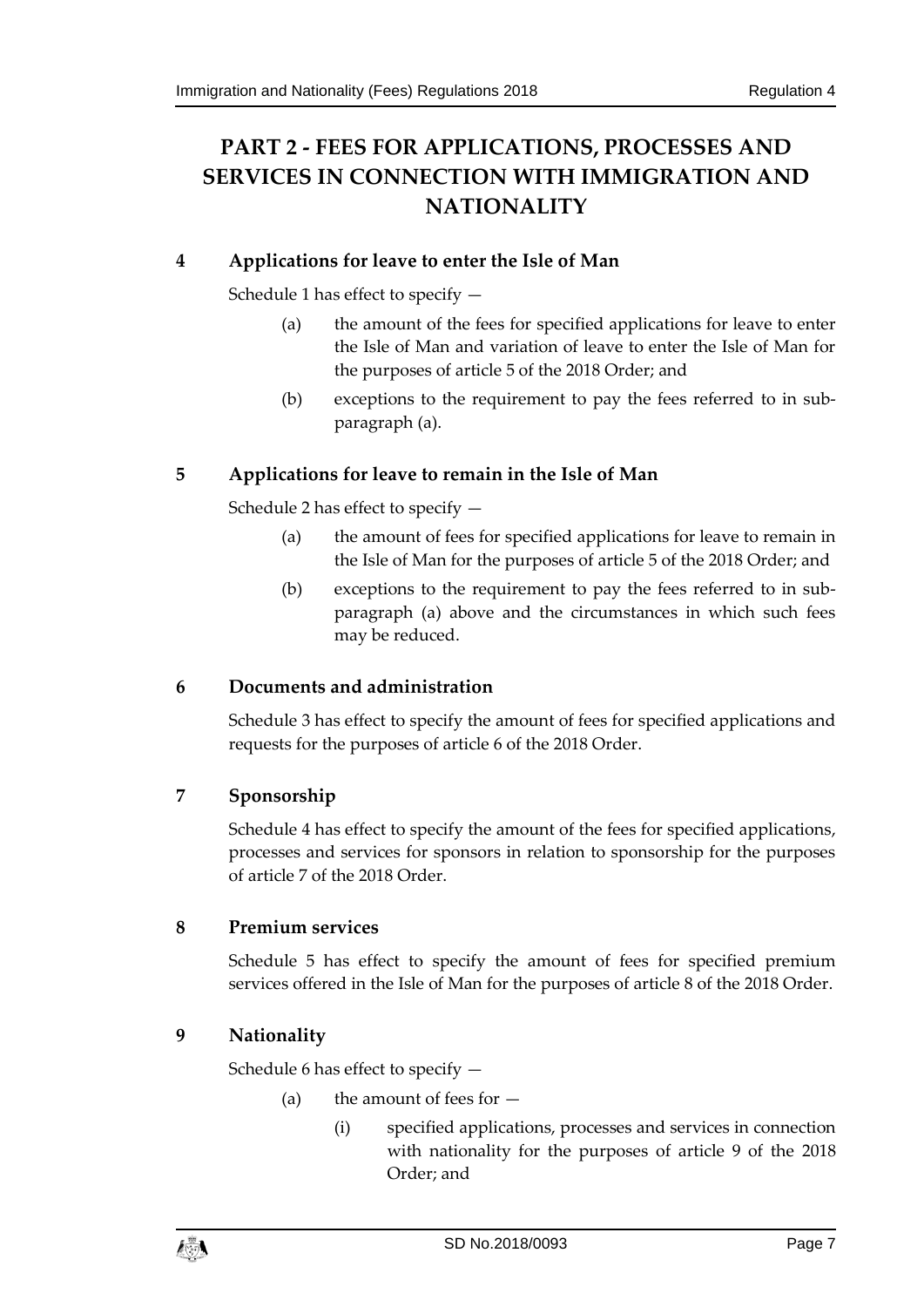# PART 2 - FEES FOR APPLICATIONS, PROCESSES AND SERVICES IN CONNECTION WITH IMMIGRATION AND NATIONALITY

## 4 Applications for leave to enter the Isle of Man

Schedule 1 has effect to specify —

- (a) the amount of the fees for specified applications for leave to enter the Isle of Man and variation of leave to enter the Isle of Man for the purposes of article 5 of the 2018 Order; and
- (b) exceptions to the requirement to pay the fees referred to in sub-paragraph (a).

## 5 Applications for leave to remain in the Isle of Man

Schedule 2 has effect to specify —

- (a) the amount of fees for specified applications for leave to remain in the Isle of Man for the purposes of article 5 of the 2018 Order; and
- (b) exceptions to the requirement to pay the fees referred to in sub-paragraph (a) above and the circumstances in which such fees may be reduced.

## 6 Documents and administration

Schedule 3 has effect to specify the amount of fees for specified applications and requests for the purposes of article 6 of the 2018 Order.

## 7 Sponsorship

Schedule 4 has effect to specify the amount of the fees for specified applications, processes and services for sponsors in relation to sponsorship for the purposes of article 7 of the 2018 Order.

## 8 Premium services

Schedule 5 has effect to specify the amount of fees for specified premium services offered in the Isle of Man for the purposes of article 8 of the 2018 Order.

## 9 Nationality

Schedule 6 has effect to specify —

- (a) the amount of fees for —
  - (i) specified applications, processes and services in connection with nationality for the purposes of article 9 of the 2018 Order; and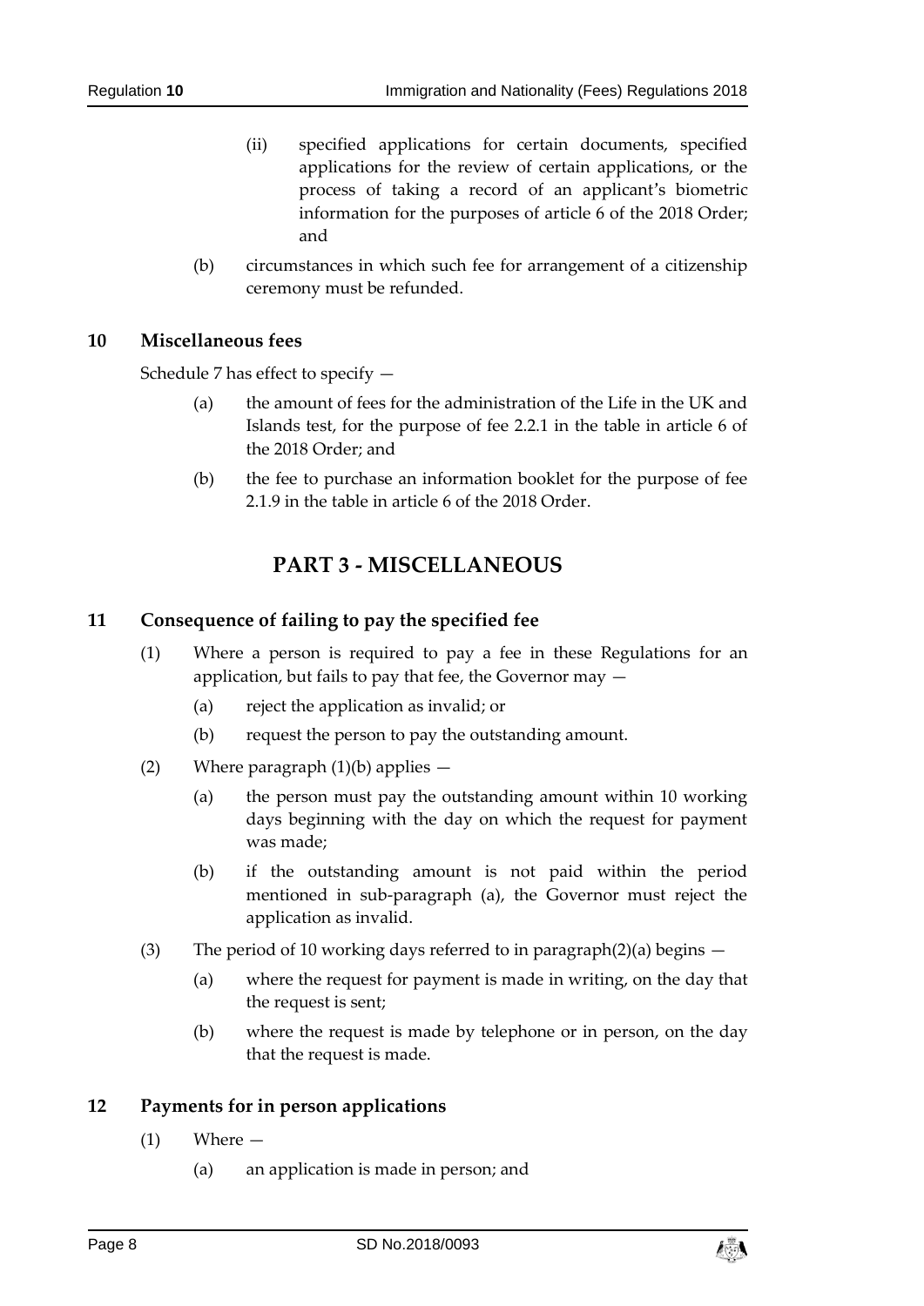(ii) specified applications for certain documents, specified applications for the review of certain applications, or the process of taking a record of an applicant's biometric information for the purposes of article 6 of the 2018 Order; and

(b) circumstances in which such fee for arrangement of a citizenship ceremony must be refunded.

## 10 Miscellaneous fees

Schedule 7 has effect to specify —

(a) the amount of fees for the administration of the Life in the UK and Islands test, for the purpose of fee 2.2.1 in the table in article 6 of the 2018 Order; and

(b) the fee to purchase an information booklet for the purpose of fee 2.1.9 in the table in article 6 of the 2018 Order.

# PART 3 - MISCELLANEOUS

## 11 Consequence of failing to pay the specified fee

(1) Where a person is required to pay a fee in these Regulations for an application, but fails to pay that fee, the Governor may —

(a) reject the application as invalid; or

(b) request the person to pay the outstanding amount.

(2) Where paragraph (1)(b) applies —

(a) the person must pay the outstanding amount within 10 working days beginning with the day on which the request for payment was made;

(b) if the outstanding amount is not paid within the period mentioned in sub-paragraph (a), the Governor must reject the application as invalid.

(3) The period of 10 working days referred to in paragraph(2)(a) begins —

(a) where the request for payment is made in writing, on the day that the request is sent;

(b) where the request is made by telephone or in person, on the day that the request is made.

## 12 Payments for in person applications

(1) Where —

(a) an application is made in person; and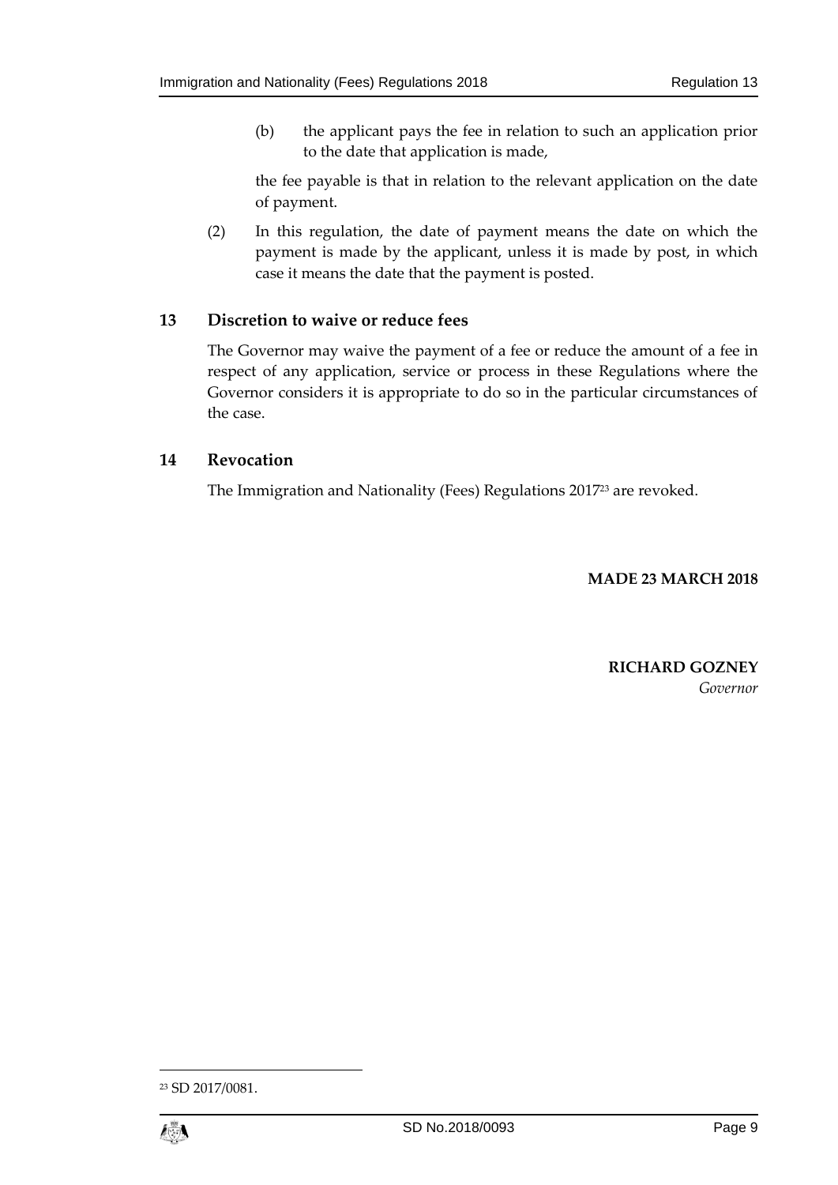(b) the applicant pays the fee in relation to such an application prior to the date that application is made,

the fee payable is that in relation to the relevant application on the date of payment.

(2) In this regulation, the date of payment means the date on which the payment is made by the applicant, unless it is made by post, in which case it means the date that the payment is posted.

## 13 Discretion to waive or reduce fees

The Governor may waive the payment of a fee or reduce the amount of a fee in respect of any application, service or process in these Regulations where the Governor considers it is appropriate to do so in the particular circumstances of the case.

## 14 Revocation

The Immigration and Nationality (Fees) Regulations 2017[23] are revoked.

**MADE 23 MARCH 2018**

**RICHARD GOZNEY**
*Governor*

---

[23] SD 2017/0081.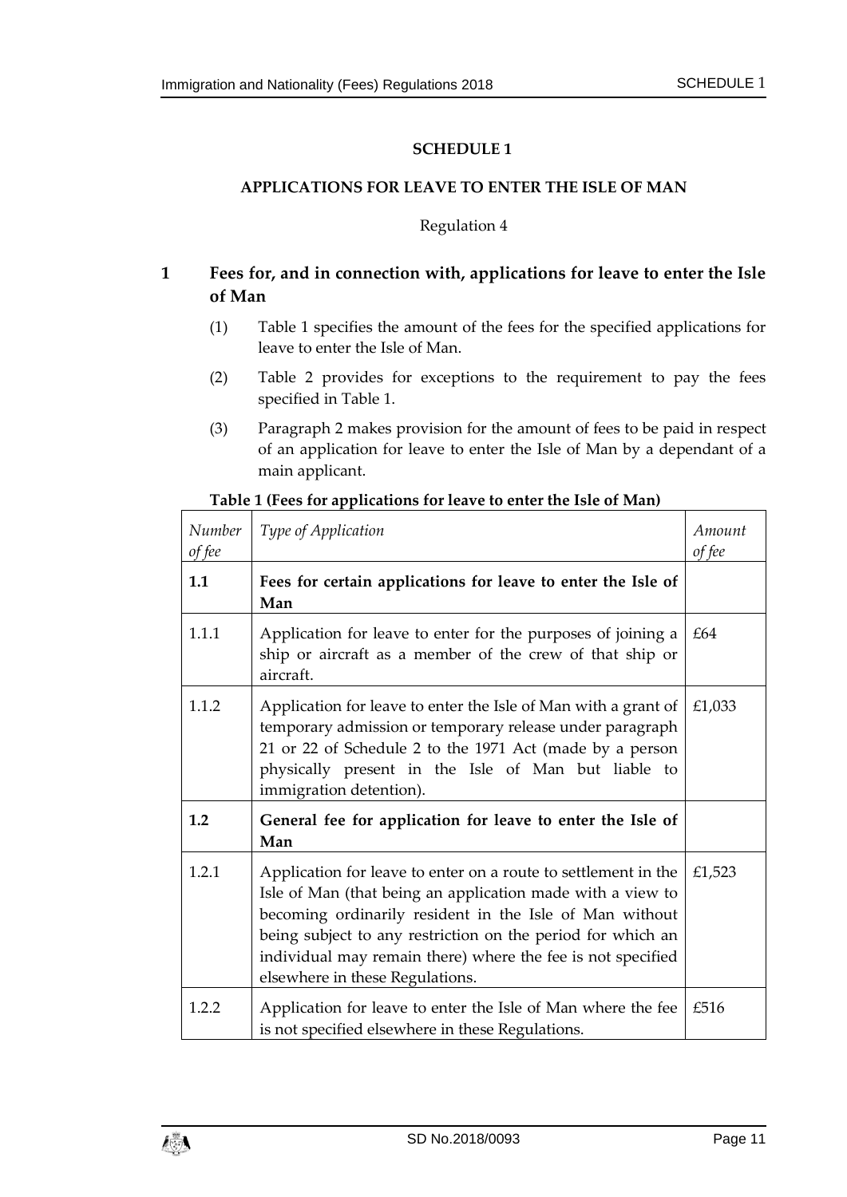# SCHEDULE 1

## APPLICATIONS FOR LEAVE TO ENTER THE ISLE OF MAN

Regulation 4

### 1 Fees for, and in connection with, applications for leave to enter the Isle of Man

(1) Table 1 specifies the amount of the fees for the specified applications for leave to enter the Isle of Man.

(2) Table 2 provides for exceptions to the requirement to pay the fees specified in Table 1.

(3) Paragraph 2 makes provision for the amount of fees to be paid in respect of an application for leave to enter the Isle of Man by a dependant of a main applicant.

**Table 1 (Fees for applications for leave to enter the Isle of Man)**

| *Number of fee* | *Type of Application* | *Amount of fee* |
|---|---|---|
| **1.1** | **Fees for certain applications for leave to enter the Isle of Man** | |
| 1.1.1 | Application for leave to enter for the purposes of joining a ship or aircraft as a member of the crew of that ship or aircraft. | £64 |
| 1.1.2 | Application for leave to enter the Isle of Man with a grant of temporary admission or temporary release under paragraph 21 or 22 of Schedule 2 to the 1971 Act (made by a person physically present in the Isle of Man but liable to immigration detention). | £1,033 |
| **1.2** | **General fee for application for leave to enter the Isle of Man** | |
| 1.2.1 | Application for leave to enter on a route to settlement in the Isle of Man (that being an application made with a view to becoming ordinarily resident in the Isle of Man without being subject to any restriction on the period for which an individual may remain there) where the fee is not specified elsewhere in these Regulations. | £1,523 |
| 1.2.2 | Application for leave to enter the Isle of Man where the fee is not specified elsewhere in these Regulations. | £516 |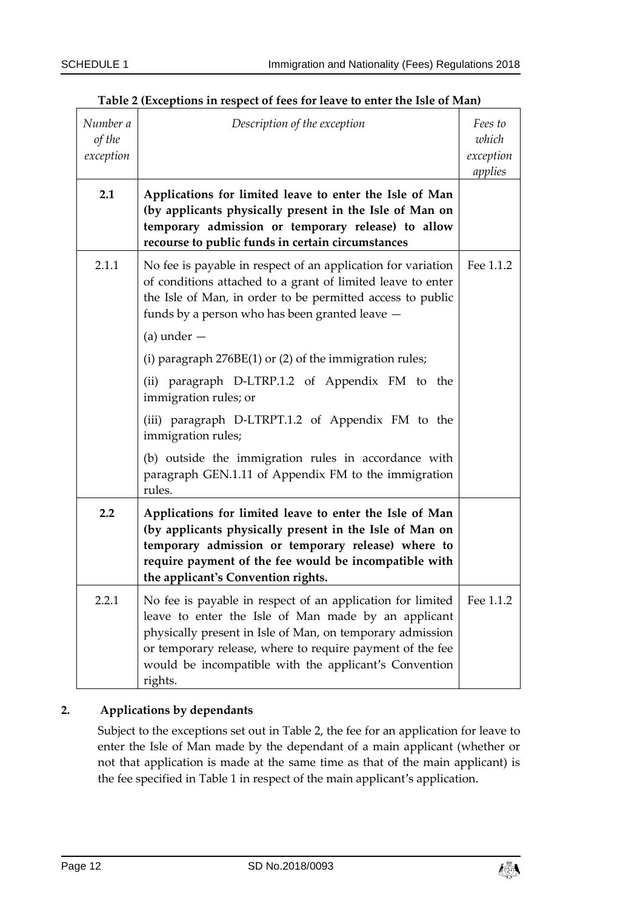**Table 2 (Exceptions in respect of fees for leave to enter the Isle of Man)**

| *Number a of the exception* | *Description of the exception* | *Fees to which exception applies* |
|---|---|---|
| **2.1** | **Applications for limited leave to enter the Isle of Man (by applicants physically present in the Isle of Man on temporary admission or temporary release) to allow recourse to public funds in certain circumstances** | |
| 2.1.1 | No fee is payable in respect of an application for variation of conditions attached to a grant of limited leave to enter the Isle of Man, in order to be permitted access to public funds by a person who has been granted leave — <br><br> (a) under — <br><br> (i) paragraph 276BE(1) or (2) of the immigration rules; <br><br> (ii) paragraph D-LTRP.1.2 of Appendix FM to the immigration rules; or <br><br> (iii) paragraph D-LTRPT.1.2 of Appendix FM to the immigration rules; <br><br> (b) outside the immigration rules in accordance with paragraph GEN.1.11 of Appendix FM to the immigration rules. | Fee 1.1.2 |
| **2.2** | **Applications for limited leave to enter the Isle of Man (by applicants physically present in the Isle of Man on temporary admission or temporary release) where to require payment of the fee would be incompatible with the applicant's Convention rights.** | |
| 2.2.1 | No fee is payable in respect of an application for limited leave to enter the Isle of Man made by an applicant physically present in Isle of Man, on temporary admission or temporary release, where to require payment of the fee would be incompatible with the applicant's Convention rights. | Fee 1.1.2 |

## 2. Applications by dependants

Subject to the exceptions set out in Table 2, the fee for an application for leave to enter the Isle of Man made by the dependant of a main applicant (whether or not that application is made at the same time as that of the main applicant) is the fee specified in Table 1 in respect of the main applicant's application.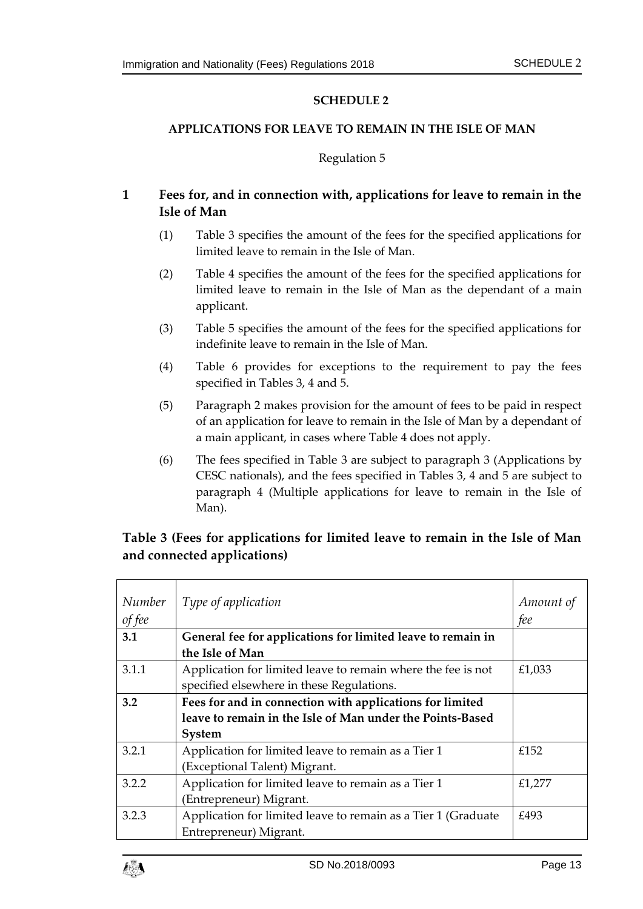## SCHEDULE 2

### APPLICATIONS FOR LEAVE TO REMAIN IN THE ISLE OF MAN

Regulation 5

### 1 Fees for, and in connection with, applications for leave to remain in the Isle of Man

(1) Table 3 specifies the amount of the fees for the specified applications for limited leave to remain in the Isle of Man.

(2) Table 4 specifies the amount of the fees for the specified applications for limited leave to remain in the Isle of Man as the dependant of a main applicant.

(3) Table 5 specifies the amount of the fees for the specified applications for indefinite leave to remain in the Isle of Man.

(4) Table 6 provides for exceptions to the requirement to pay the fees specified in Tables 3, 4 and 5.

(5) Paragraph 2 makes provision for the amount of fees to be paid in respect of an application for leave to remain in the Isle of Man by a dependant of a main applicant, in cases where Table 4 does not apply.

(6) The fees specified in Table 3 are subject to paragraph 3 (Applications by CESC nationals), and the fees specified in Tables 3, 4 and 5 are subject to paragraph 4 (Multiple applications for leave to remain in the Isle of Man).

### Table 3 (Fees for applications for limited leave to remain in the Isle of Man and connected applications)

| *Number of fee* | *Type of application* | *Amount of fee* |
|---|---|---|
| **3.1** | **General fee for applications for limited leave to remain in the Isle of Man** | |
| 3.1.1 | Application for limited leave to remain where the fee is not specified elsewhere in these Regulations. | £1,033 |
| **3.2** | **Fees for and in connection with applications for limited leave to remain in the Isle of Man under the Points-Based System** | |
| 3.2.1 | Application for limited leave to remain as a Tier 1 (Exceptional Talent) Migrant. | £152 |
| 3.2.2 | Application for limited leave to remain as a Tier 1 (Entrepreneur) Migrant. | £1,277 |
| 3.2.3 | Application for limited leave to remain as a Tier 1 (Graduate Entrepreneur) Migrant. | £493 |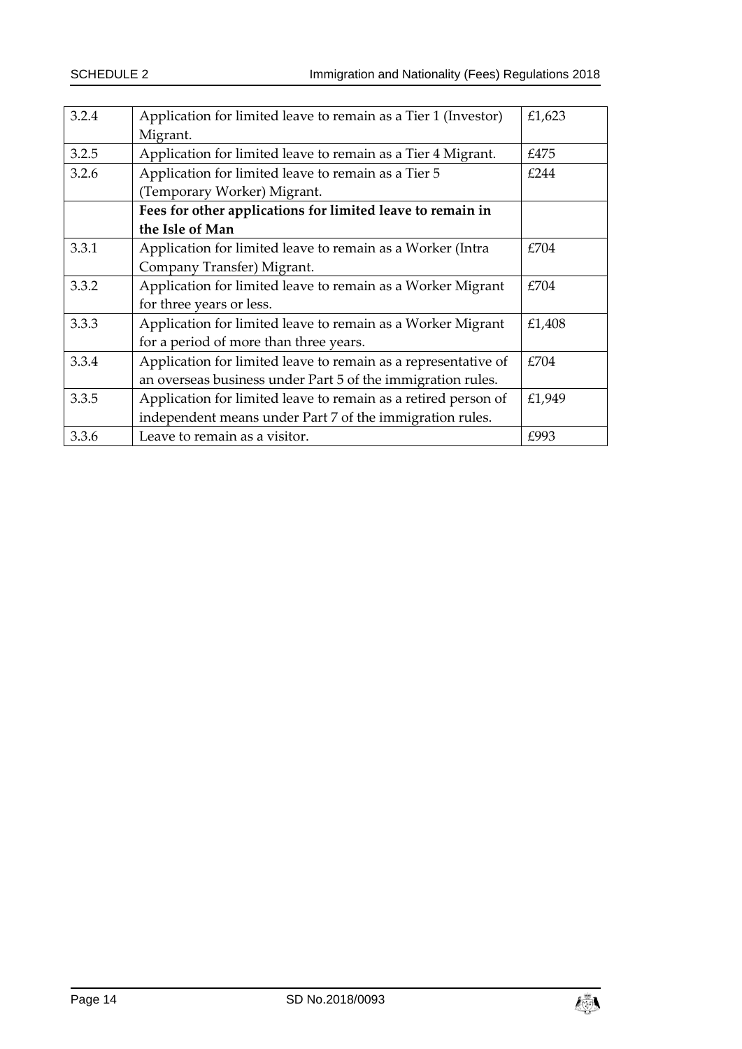| | | |
|---|---|---|
| 3.2.4 | Application for limited leave to remain as a Tier 1 (Investor) Migrant. | £1,623 |
| 3.2.5 | Application for limited leave to remain as a Tier 4 Migrant. | £475 |
| 3.2.6 | Application for limited leave to remain as a Tier 5 (Temporary Worker) Migrant. | £244 |
| | **Fees for other applications for limited leave to remain in the Isle of Man** | |
| 3.3.1 | Application for limited leave to remain as a Worker (Intra Company Transfer) Migrant. | £704 |
| 3.3.2 | Application for limited leave to remain as a Worker Migrant for three years or less. | £704 |
| 3.3.3 | Application for limited leave to remain as a Worker Migrant for a period of more than three years. | £1,408 |
| 3.3.4 | Application for limited leave to remain as a representative of an overseas business under Part 5 of the immigration rules. | £704 |
| 3.3.5 | Application for limited leave to remain as a retired person of independent means under Part 7 of the immigration rules. | £1,949 |
| 3.3.6 | Leave to remain as a visitor. | £993 |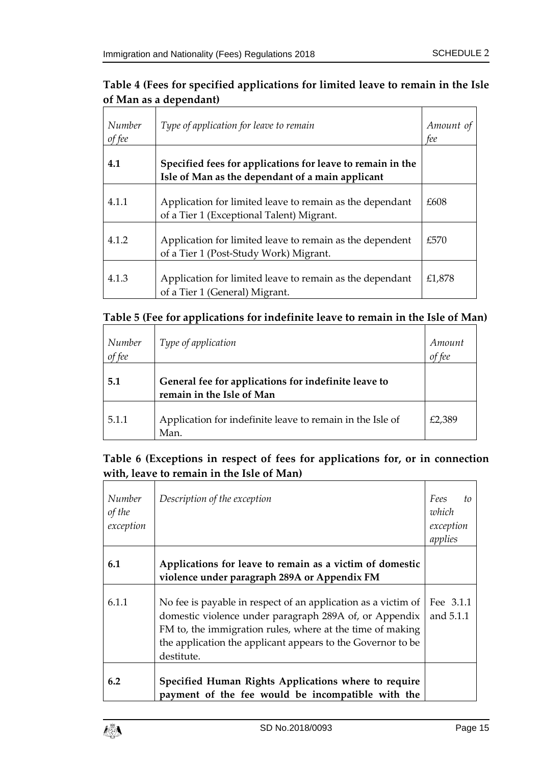**Table 4 (Fees for specified applications for limited leave to remain in the Isle of Man as a dependant)**

| *Number of fee* | *Type of application for leave to remain* | *Amount of fee* |
|---|---|---|
| **4.1** | **Specified fees for applications for leave to remain in the Isle of Man as the dependant of a main applicant** | |
| 4.1.1 | Application for limited leave to remain as the dependant of a Tier 1 (Exceptional Talent) Migrant. | £608 |
| 4.1.2 | Application for limited leave to remain as the dependent of a Tier 1 (Post-Study Work) Migrant. | £570 |
| 4.1.3 | Application for limited leave to remain as the dependant of a Tier 1 (General) Migrant. | £1,878 |

**Table 5 (Fee for applications for indefinite leave to remain in the Isle of Man)**

| *Number of fee* | *Type of application* | *Amount of fee* |
|---|---|---|
| **5.1** | **General fee for applications for indefinite leave to remain in the Isle of Man** | |
| 5.1.1 | Application for indefinite leave to remain in the Isle of Man. | £2,389 |

**Table 6 (Exceptions in respect of fees for applications for, or in connection with, leave to remain in the Isle of Man)**

| *Number of the exception* | *Description of the exception* | *Fees to which exception applies* |
|---|---|---|
| **6.1** | **Applications for leave to remain as a victim of domestic violence under paragraph 289A or Appendix FM** | |
| 6.1.1 | No fee is payable in respect of an application as a victim of domestic violence under paragraph 289A of, or Appendix FM to, the immigration rules, where at the time of making the application the applicant appears to the Governor to be destitute. | Fee 3.1.1 and 5.1.1 |
| **6.2** | **Specified Human Rights Applications where to require payment of the fee would be incompatible with the** | |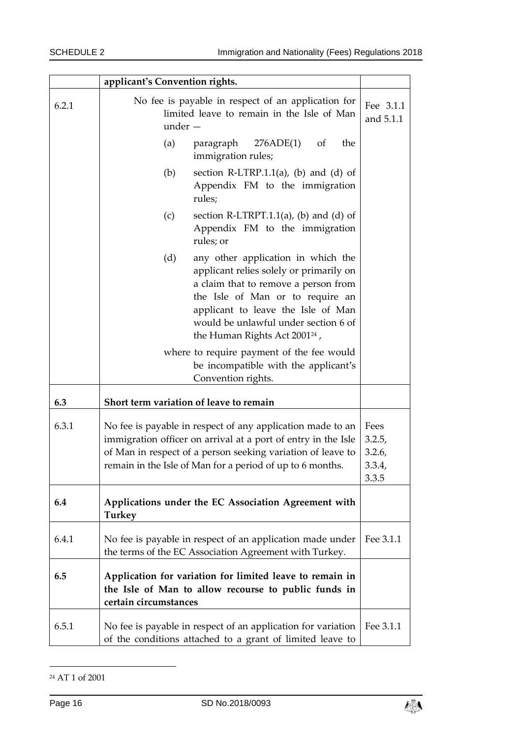| | | |
|---|---|---|
| | **applicant's Convention rights.** | |
| 6.2.1 | No fee is payable in respect of an application for limited leave to remain in the Isle of Man under — (a) paragraph 276ADE(1) of the immigration rules; (b) section R-LTRP.1.1(a), (b) and (d) of Appendix FM to the immigration rules; (c) section R-LTRPT.1.1(a), (b) and (d) of Appendix FM to the immigration rules; or (d) any other application in which the applicant relies solely or primarily on a claim that to remove a person from the Isle of Man or to require an applicant to leave the Isle of Man would be unlawful under section 6 of the Human Rights Act 2001[24], where to require payment of the fee would be incompatible with the applicant's Convention rights. | Fee 3.1.1 and 5.1.1 |
| **6.3** | **Short term variation of leave to remain** | |
| 6.3.1 | No fee is payable in respect of any application made to an immigration officer on arrival at a port of entry in the Isle of Man in respect of a person seeking variation of leave to remain in the Isle of Man for a period of up to 6 months. | Fees 3.2.5, 3.2.6, 3.3.4, 3.3.5 |
| **6.4** | **Applications under the EC Association Agreement with Turkey** | |
| 6.4.1 | No fee is payable in respect of an application made under the terms of the EC Association Agreement with Turkey. | Fee 3.1.1 |
| **6.5** | **Application for variation for limited leave to remain in the Isle of Man to allow recourse to public funds in certain circumstances** | |
| 6.5.1 | No fee is payable in respect of an application for variation of the conditions attached to a grant of limited leave to | Fee 3.1.1 |

[24] AT 1 of 2001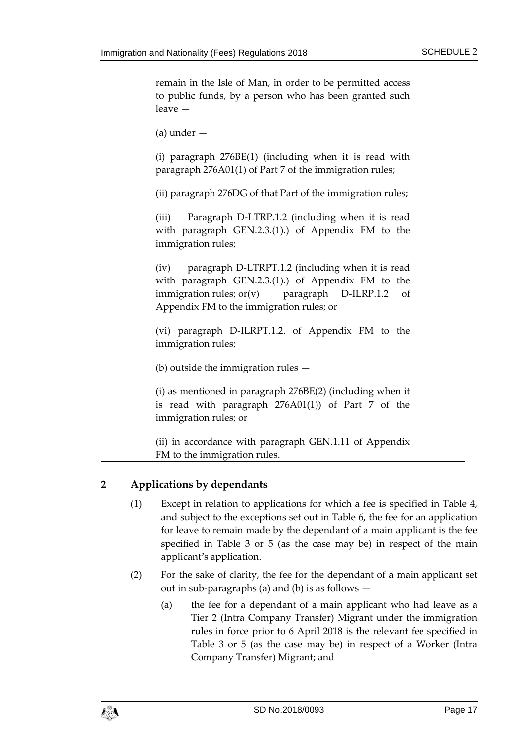| | | |
|---|---|---|
| | remain in the Isle of Man, in order to be permitted access to public funds, by a person who has been granted such leave —<br><br>(a) under —<br><br>(i) paragraph 276BE(1) (including when it is read with paragraph 276A01(1) of Part 7 of the immigration rules;<br><br>(ii) paragraph 276DG of that Part of the immigration rules;<br><br>(iii) Paragraph D-LTRP.1.2 (including when it is read with paragraph GEN.2.3.(1).) of Appendix FM to the immigration rules;<br><br>(iv) paragraph D-LTRPT.1.2 (including when it is read with paragraph GEN.2.3.(1).) of Appendix FM to the immigration rules; or(v) paragraph D-ILRP.1.2 of Appendix FM to the immigration rules; or<br><br>(vi) paragraph D-ILRPT.1.2. of Appendix FM to the immigration rules;<br><br>(b) outside the immigration rules —<br><br>(i) as mentioned in paragraph 276BE(2) (including when it is read with paragraph 276A01(1)) of Part 7 of the immigration rules; or<br><br>(ii) in accordance with paragraph GEN.1.11 of Appendix FM to the immigration rules. | |

## 2 Applications by dependants

(1) Except in relation to applications for which a fee is specified in Table 4, and subject to the exceptions set out in Table 6, the fee for an application for leave to remain made by the dependant of a main applicant is the fee specified in Table 3 or 5 (as the case may be) in respect of the main applicant's application.

(2) For the sake of clarity, the fee for the dependant of a main applicant set out in sub-paragraphs (a) and (b) is as follows —

(a) the fee for a dependant of a main applicant who had leave as a Tier 2 (Intra Company Transfer) Migrant under the immigration rules in force prior to 6 April 2018 is the relevant fee specified in Table 3 or 5 (as the case may be) in respect of a Worker (Intra Company Transfer) Migrant; and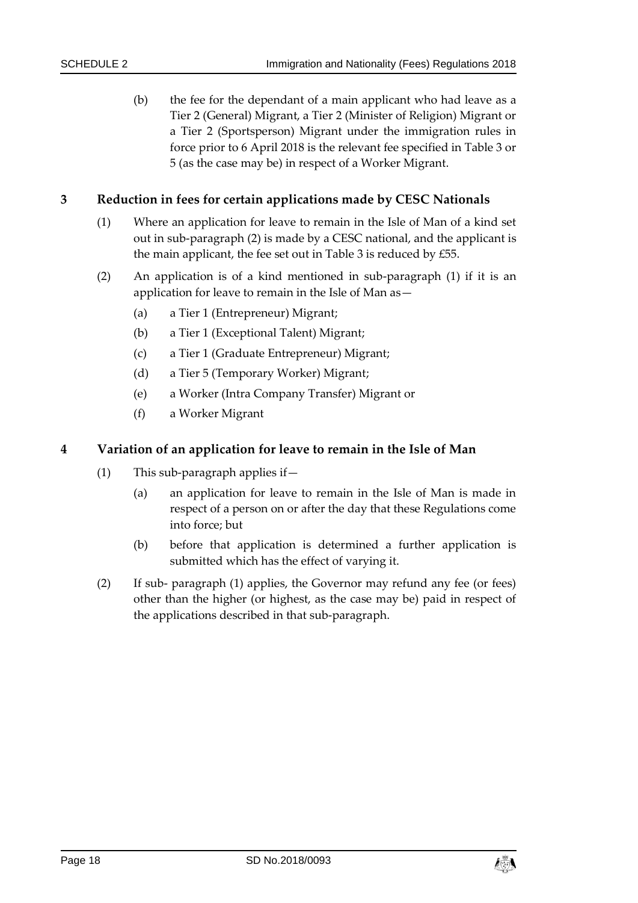(b) the fee for the dependant of a main applicant who had leave as a Tier 2 (General) Migrant, a Tier 2 (Minister of Religion) Migrant or a Tier 2 (Sportsperson) Migrant under the immigration rules in force prior to 6 April 2018 is the relevant fee specified in Table 3 or 5 (as the case may be) in respect of a Worker Migrant.

## 3 Reduction in fees for certain applications made by CESC Nationals

(1) Where an application for leave to remain in the Isle of Man of a kind set out in sub-paragraph (2) is made by a CESC national, and the applicant is the main applicant, the fee set out in Table 3 is reduced by £55.

(2) An application is of a kind mentioned in sub-paragraph (1) if it is an application for leave to remain in the Isle of Man as—

(a) a Tier 1 (Entrepreneur) Migrant;

(b) a Tier 1 (Exceptional Talent) Migrant;

(c) a Tier 1 (Graduate Entrepreneur) Migrant;

(d) a Tier 5 (Temporary Worker) Migrant;

(e) a Worker (Intra Company Transfer) Migrant or

(f) a Worker Migrant

## 4 Variation of an application for leave to remain in the Isle of Man

(1) This sub-paragraph applies if—

(a) an application for leave to remain in the Isle of Man is made in respect of a person on or after the day that these Regulations come into force; but

(b) before that application is determined a further application is submitted which has the effect of varying it.

(2) If sub- paragraph (1) applies, the Governor may refund any fee (or fees) other than the higher (or highest, as the case may be) paid in respect of the applications described in that sub-paragraph.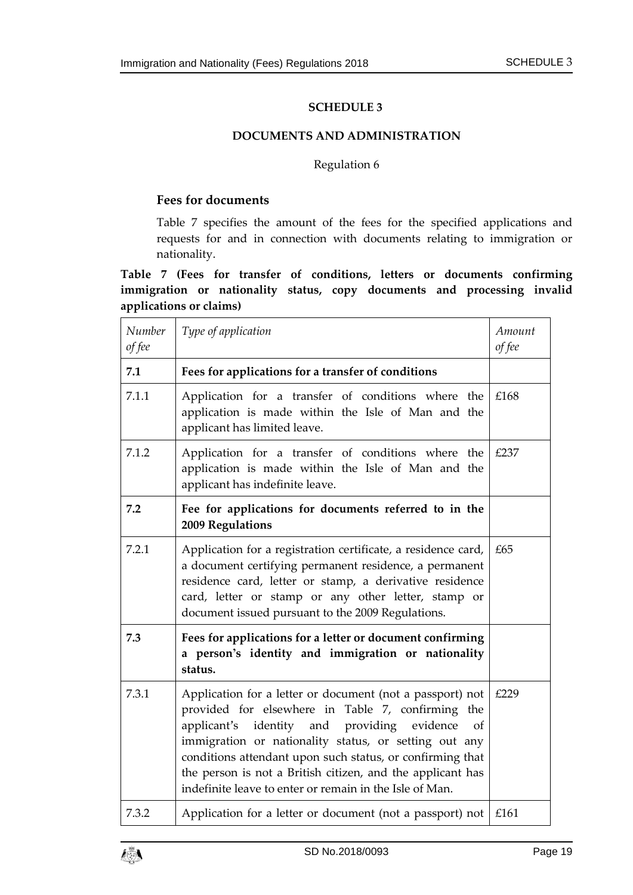## SCHEDULE 3

### DOCUMENTS AND ADMINISTRATION

Regulation 6

### Fees for documents

Table 7 specifies the amount of the fees for the specified applications and requests for and in connection with documents relating to immigration or nationality.

**Table 7 (Fees for transfer of conditions, letters or documents confirming immigration or nationality status, copy documents and processing invalid applications or claims)**

| *Number of fee* | *Type of application* | *Amount of fee* |
|---|---|---|
| **7.1** | **Fees for applications for a transfer of conditions** | |
| 7.1.1 | Application for a transfer of conditions where the application is made within the Isle of Man and the applicant has limited leave. | £168 |
| 7.1.2 | Application for a transfer of conditions where the application is made within the Isle of Man and the applicant has indefinite leave. | £237 |
| **7.2** | **Fee for applications for documents referred to in the 2009 Regulations** | |
| 7.2.1 | Application for a registration certificate, a residence card, a document certifying permanent residence, a permanent residence card, letter or stamp, a derivative residence card, letter or stamp or any other letter, stamp or document issued pursuant to the 2009 Regulations. | £65 |
| **7.3** | **Fees for applications for a letter or document confirming a person's identity and immigration or nationality status.** | |
| 7.3.1 | Application for a letter or document (not a passport) not provided for elsewhere in Table 7, confirming the applicant's identity and providing evidence of immigration or nationality status, or setting out any conditions attendant upon such status, or confirming that the person is not a British citizen, and the applicant has indefinite leave to enter or remain in the Isle of Man. | £229 |
| 7.3.2 | Application for a letter or document (not a passport) not | £161 |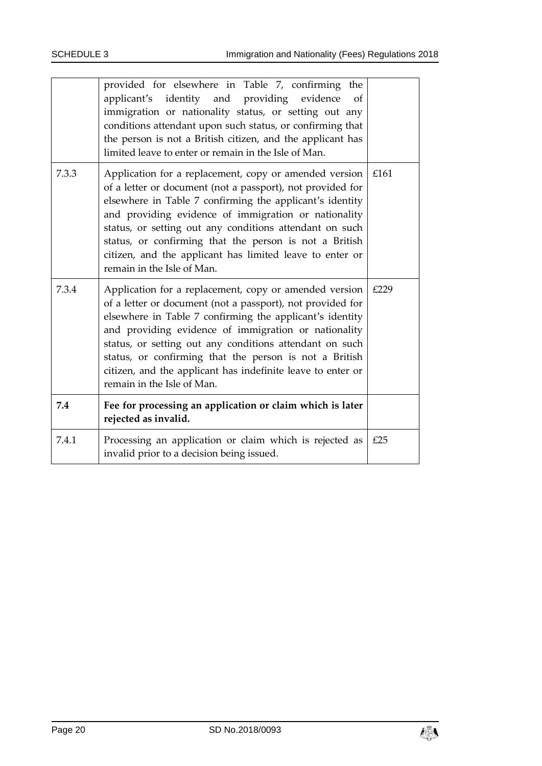| | | |
|---|---|---|
| | provided for elsewhere in Table 7, confirming the applicant's identity and providing evidence of immigration or nationality status, or setting out any conditions attendant upon such status, or confirming that the person is not a British citizen, and the applicant has limited leave to enter or remain in the Isle of Man. | |
| 7.3.3 | Application for a replacement, copy or amended version of a letter or document (not a passport), not provided for elsewhere in Table 7 confirming the applicant's identity and providing evidence of immigration or nationality status, or setting out any conditions attendant on such status, or confirming that the person is not a British citizen, and the applicant has limited leave to enter or remain in the Isle of Man. | £161 |
| 7.3.4 | Application for a replacement, copy or amended version of a letter or document (not a passport), not provided for elsewhere in Table 7 confirming the applicant's identity and providing evidence of immigration or nationality status, or setting out any conditions attendant on such status, or confirming that the person is not a British citizen, and the applicant has indefinite leave to enter or remain in the Isle of Man. | £229 |
| **7.4** | **Fee for processing an application or claim which is later rejected as invalid.** | |
| 7.4.1 | Processing an application or claim which is rejected as invalid prior to a decision being issued. | £25 |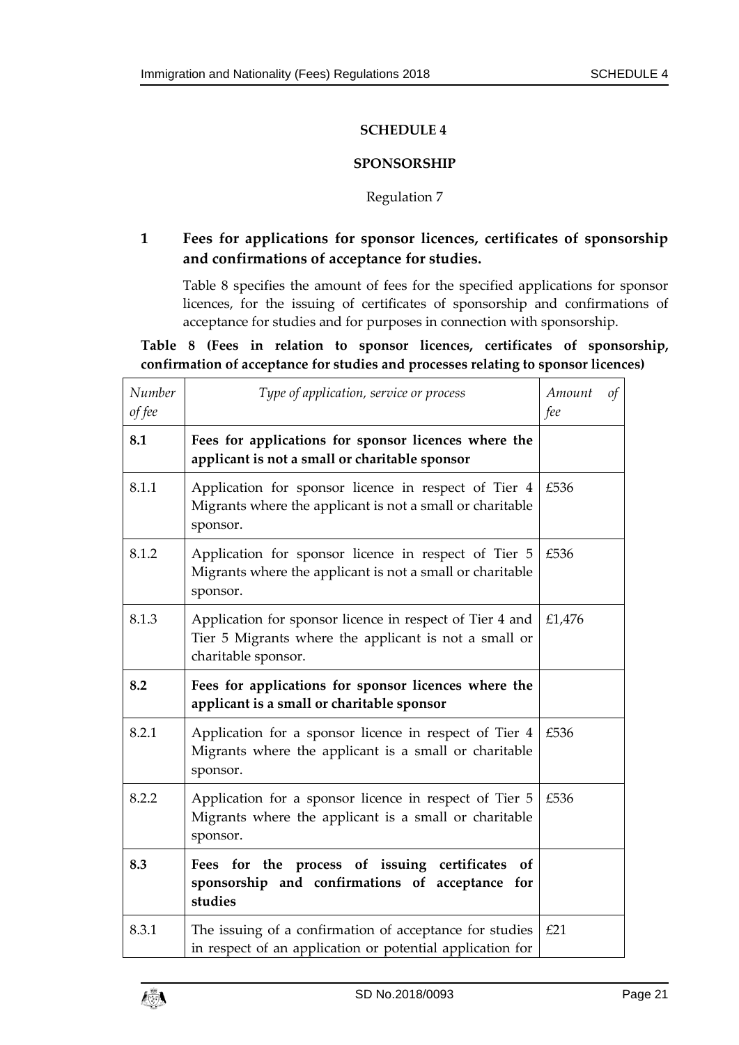## SCHEDULE 4

## SPONSORSHIP

Regulation 7

### 1 Fees for applications for sponsor licences, certificates of sponsorship and confirmations of acceptance for studies.

Table 8 specifies the amount of fees for the specified applications for sponsor licences, for the issuing of certificates of sponsorship and confirmations of acceptance for studies and for purposes in connection with sponsorship.

**Table 8 (Fees in relation to sponsor licences, certificates of sponsorship, confirmation of acceptance for studies and processes relating to sponsor licences)**

| *Number of fee* | *Type of application, service or process* | *Amount of fee* |
|---|---|---|
| **8.1** | **Fees for applications for sponsor licences where the applicant is not a small or charitable sponsor** | |
| 8.1.1 | Application for sponsor licence in respect of Tier 4 Migrants where the applicant is not a small or charitable sponsor. | £536 |
| 8.1.2 | Application for sponsor licence in respect of Tier 5 Migrants where the applicant is not a small or charitable sponsor. | £536 |
| 8.1.3 | Application for sponsor licence in respect of Tier 4 and Tier 5 Migrants where the applicant is not a small or charitable sponsor. | £1,476 |
| **8.2** | **Fees for applications for sponsor licences where the applicant is a small or charitable sponsor** | |
| 8.2.1 | Application for a sponsor licence in respect of Tier 4 Migrants where the applicant is a small or charitable sponsor. | £536 |
| 8.2.2 | Application for a sponsor licence in respect of Tier 5 Migrants where the applicant is a small or charitable sponsor. | £536 |
| **8.3** | **Fees for the process of issuing certificates of sponsorship and confirmations of acceptance for studies** | |
| 8.3.1 | The issuing of a confirmation of acceptance for studies in respect of an application or potential application for | £21 |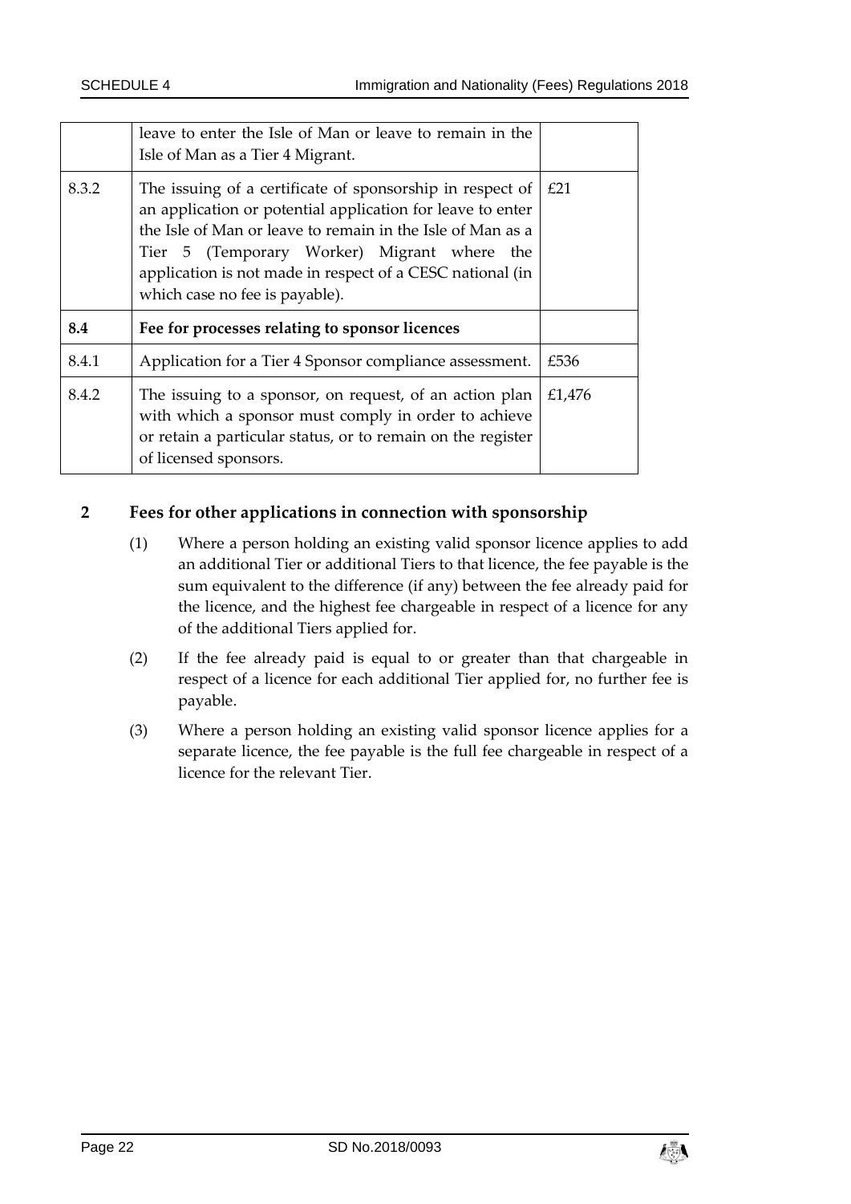| | | |
|---|---|---|
| | leave to enter the Isle of Man or leave to remain in the Isle of Man as a Tier 4 Migrant. | |
| 8.3.2 | The issuing of a certificate of sponsorship in respect of an application or potential application for leave to enter the Isle of Man or leave to remain in the Isle of Man as a Tier 5 (Temporary Worker) Migrant where the application is not made in respect of a CESC national (in which case no fee is payable). | £21 |
| **8.4** | **Fee for processes relating to sponsor licences** | |
| 8.4.1 | Application for a Tier 4 Sponsor compliance assessment. | £536 |
| 8.4.2 | The issuing to a sponsor, on request, of an action plan with which a sponsor must comply in order to achieve or retain a particular status, or to remain on the register of licensed sponsors. | £1,476 |

## 2 Fees for other applications in connection with sponsorship

(1) Where a person holding an existing valid sponsor licence applies to add an additional Tier or additional Tiers to that licence, the fee payable is the sum equivalent to the difference (if any) between the fee already paid for the licence, and the highest fee chargeable in respect of a licence for any of the additional Tiers applied for.

(2) If the fee already paid is equal to or greater than that chargeable in respect of a licence for each additional Tier applied for, no further fee is payable.

(3) Where a person holding an existing valid sponsor licence applies for a separate licence, the fee payable is the full fee chargeable in respect of a licence for the relevant Tier.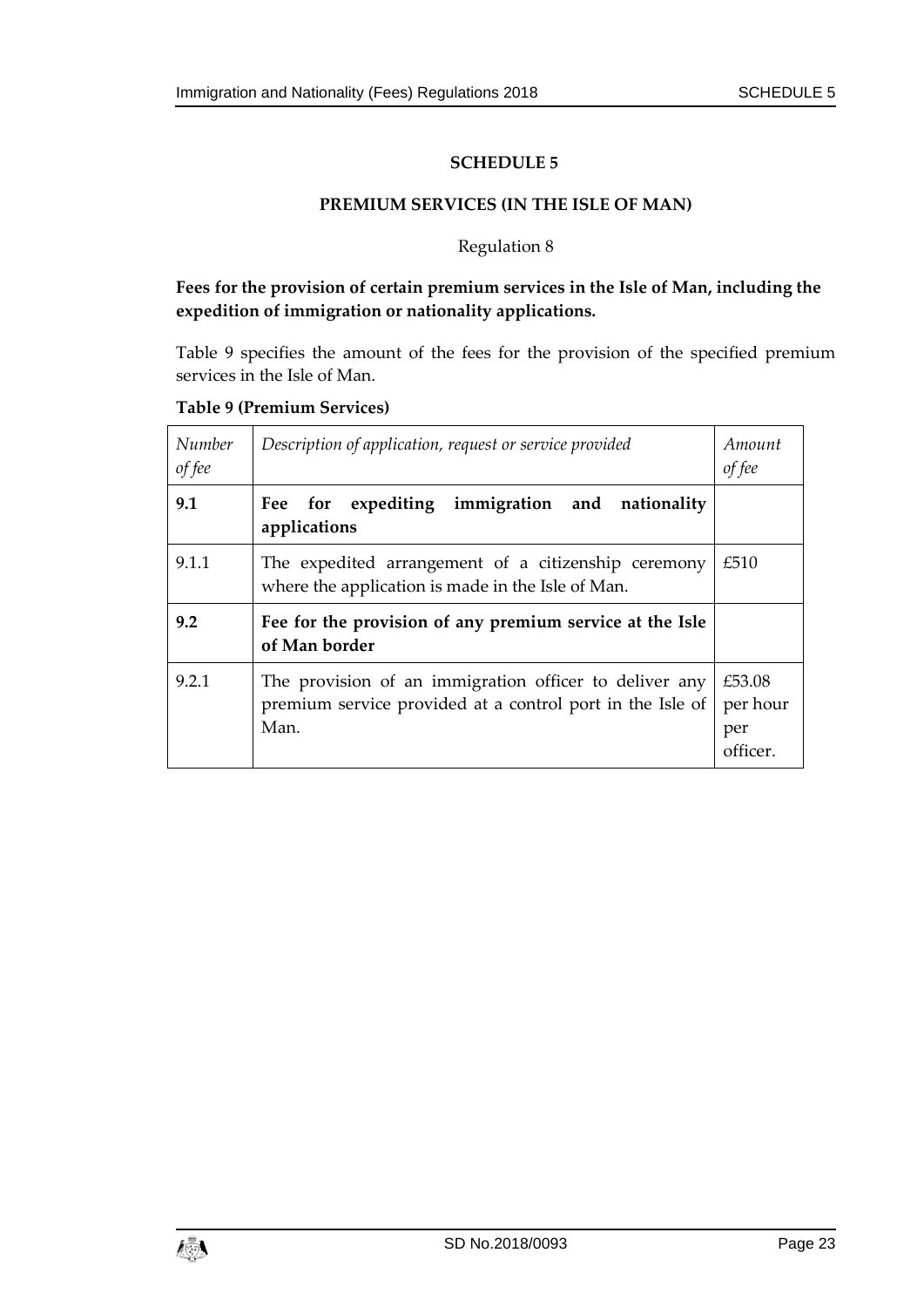# SCHEDULE 5

## PREMIUM SERVICES (IN THE ISLE OF MAN)

Regulation 8

**Fees for the provision of certain premium services in the Isle of Man, including the expedition of immigration or nationality applications.**

Table 9 specifies the amount of the fees for the provision of the specified premium services in the Isle of Man.

**Table 9 (Premium Services)**

| *Number of fee* | *Description of application, request or service provided* | *Amount of fee* |
|---|---|---|
| **9.1** | **Fee for expediting immigration and nationality applications** | |
| 9.1.1 | The expedited arrangement of a citizenship ceremony where the application is made in the Isle of Man. | £510 |
| **9.2** | **Fee for the provision of any premium service at the Isle of Man border** | |
| 9.2.1 | The provision of an immigration officer to deliver any premium service provided at a control port in the Isle of Man. | £53.08 per hour per officer. |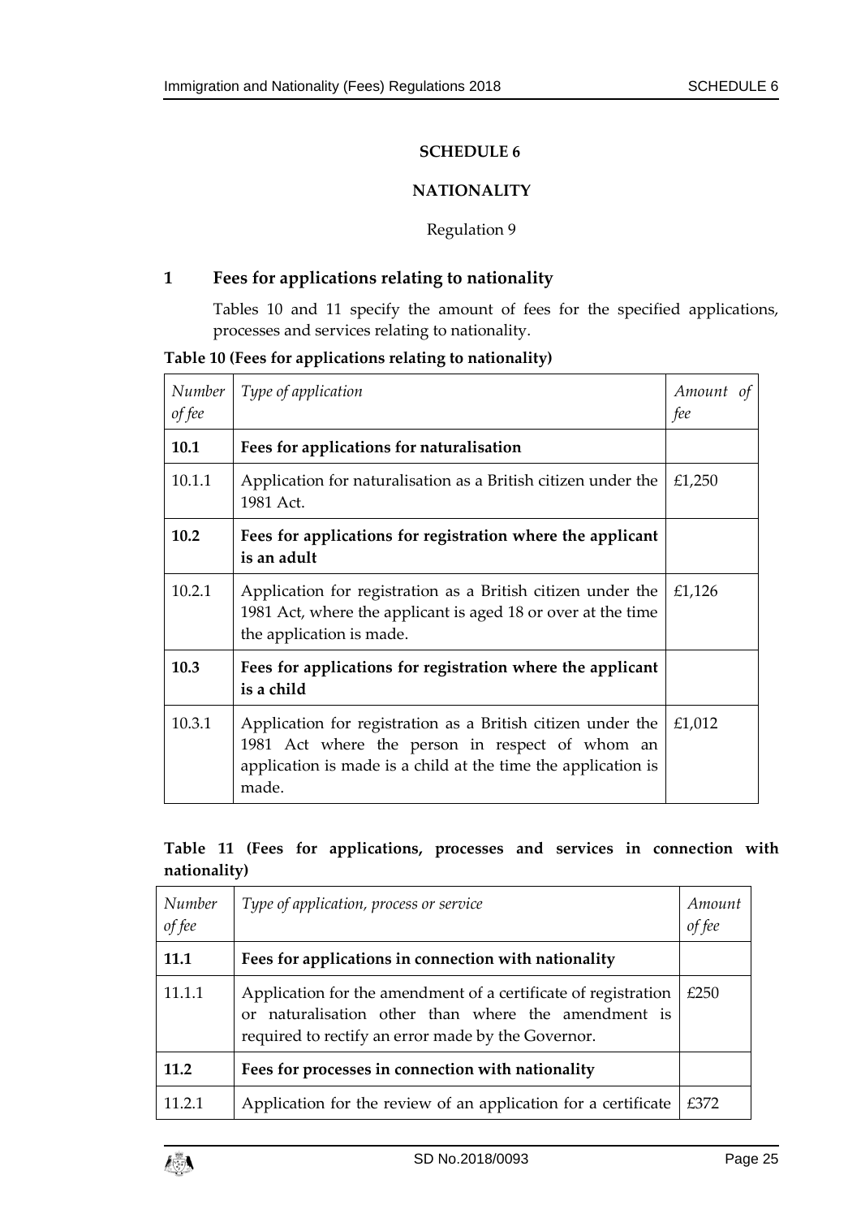# SCHEDULE 6

## NATIONALITY

Regulation 9

## 1 Fees for applications relating to nationality

Tables 10 and 11 specify the amount of fees for the specified applications, processes and services relating to nationality.

**Table 10 (Fees for applications relating to nationality)**

| *Number of fee* | *Type of application* | *Amount of fee* |
|---|---|---|
| **10.1** | **Fees for applications for naturalisation** | |
| 10.1.1 | Application for naturalisation as a British citizen under the 1981 Act. | £1,250 |
| **10.2** | **Fees for applications for registration where the applicant is an adult** | |
| 10.2.1 | Application for registration as a British citizen under the 1981 Act, where the applicant is aged 18 or over at the time the application is made. | £1,126 |
| **10.3** | **Fees for applications for registration where the applicant is a child** | |
| 10.3.1 | Application for registration as a British citizen under the 1981 Act where the person in respect of whom an application is made is a child at the time the application is made. | £1,012 |

**Table 11 (Fees for applications, processes and services in connection with nationality)**

| *Number of fee* | *Type of application, process or service* | *Amount of fee* |
|---|---|---|
| **11.1** | **Fees for applications in connection with nationality** | |
| 11.1.1 | Application for the amendment of a certificate of registration or naturalisation other than where the amendment is required to rectify an error made by the Governor. | £250 |
| **11.2** | **Fees for processes in connection with nationality** | |
| 11.2.1 | Application for the review of an application for a certificate | £372 |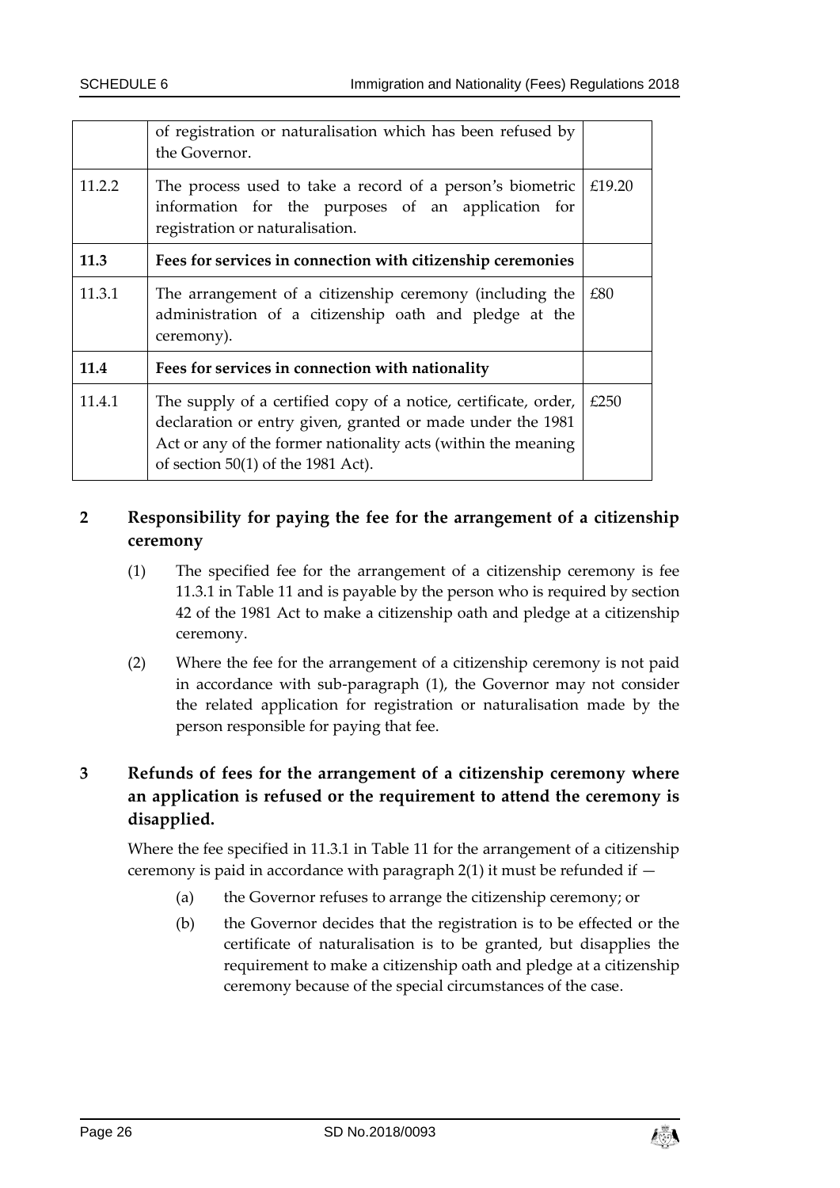| | | |
|---|---|---|
| | of registration or naturalisation which has been refused by the Governor. | |
| 11.2.2 | The process used to take a record of a person's biometric information for the purposes of an application for registration or naturalisation. | £19.20 |
| **11.3** | **Fees for services in connection with citizenship ceremonies** | |
| 11.3.1 | The arrangement of a citizenship ceremony (including the administration of a citizenship oath and pledge at the ceremony). | £80 |
| **11.4** | **Fees for services in connection with nationality** | |
| 11.4.1 | The supply of a certified copy of a notice, certificate, order, declaration or entry given, granted or made under the 1981 Act or any of the former nationality acts (within the meaning of section 50(1) of the 1981 Act). | £250 |

## 2 Responsibility for paying the fee for the arrangement of a citizenship ceremony

(1) The specified fee for the arrangement of a citizenship ceremony is fee 11.3.1 in Table 11 and is payable by the person who is required by section 42 of the 1981 Act to make a citizenship oath and pledge at a citizenship ceremony.

(2) Where the fee for the arrangement of a citizenship ceremony is not paid in accordance with sub-paragraph (1), the Governor may not consider the related application for registration or naturalisation made by the person responsible for paying that fee.

## 3 Refunds of fees for the arrangement of a citizenship ceremony where an application is refused or the requirement to attend the ceremony is disapplied.

Where the fee specified in 11.3.1 in Table 11 for the arrangement of a citizenship ceremony is paid in accordance with paragraph 2(1) it must be refunded if —

(a) the Governor refuses to arrange the citizenship ceremony; or

(b) the Governor decides that the registration is to be effected or the certificate of naturalisation is to be granted, but disapplies the requirement to make a citizenship oath and pledge at a citizenship ceremony because of the special circumstances of the case.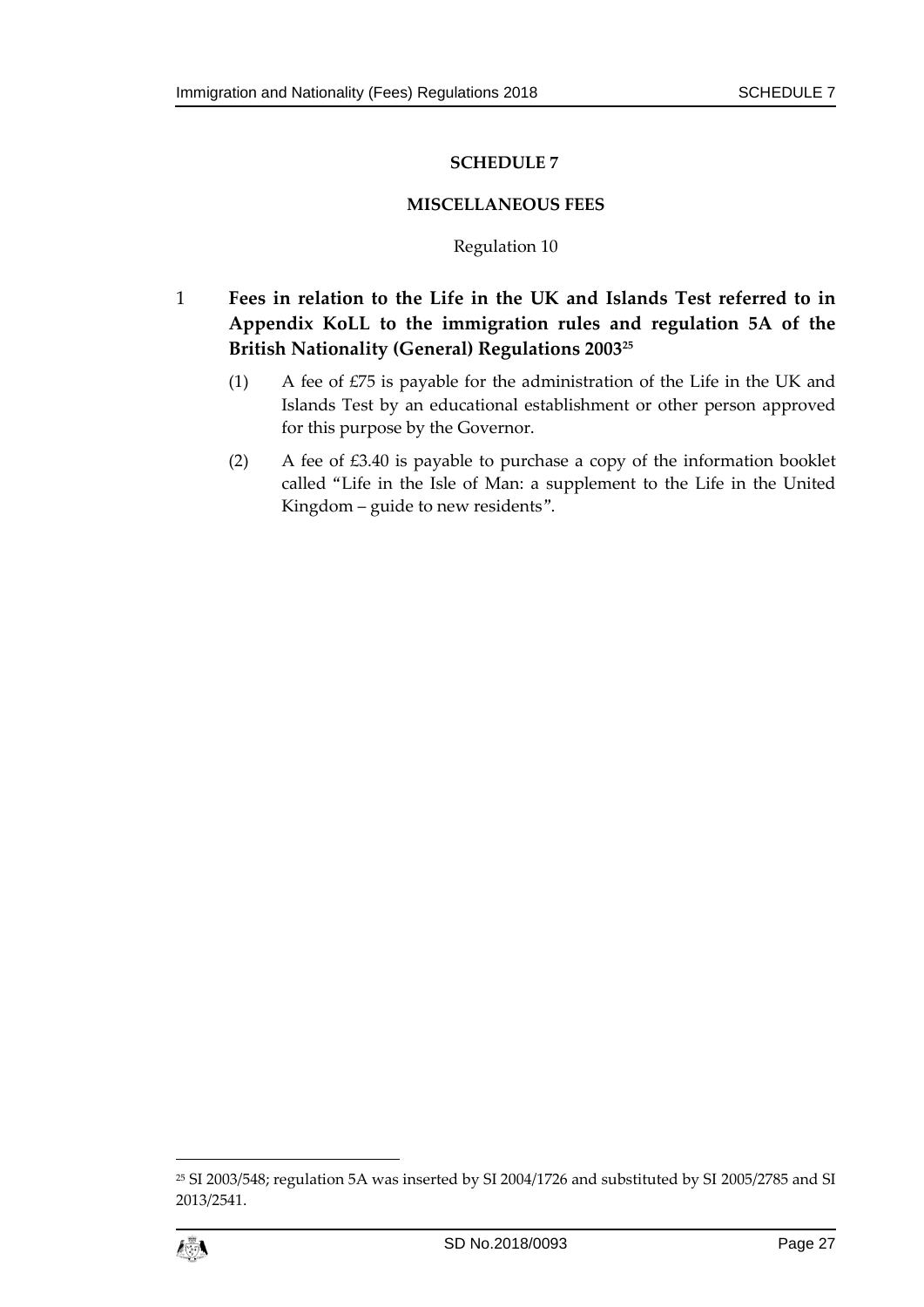## SCHEDULE 7

### MISCELLANEOUS FEES

Regulation 10

### 1 Fees in relation to the Life in the UK and Islands Test referred to in Appendix KoLL to the immigration rules and regulation 5A of the British Nationality (General) Regulations 2003[25]

(1) A fee of £75 is payable for the administration of the Life in the UK and Islands Test by an educational establishment or other person approved for this purpose by the Governor.

(2) A fee of £3.40 is payable to purchase a copy of the information booklet called "Life in the Isle of Man: a supplement to the Life in the United Kingdom – guide to new residents".

---

[25] SI 2003/548; regulation 5A was inserted by SI 2004/1726 and substituted by SI 2005/2785 and SI 2013/2541.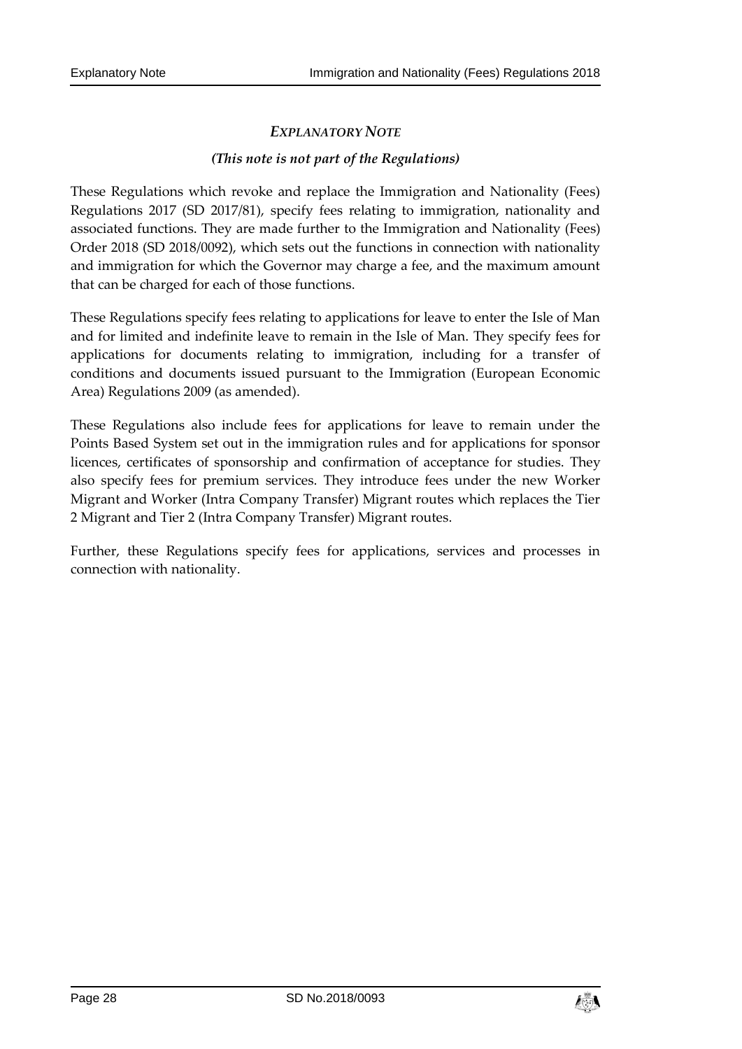## *EXPLANATORY NOTE*

***(This note is not part of the Regulations)***

These Regulations which revoke and replace the Immigration and Nationality (Fees) Regulations 2017 (SD 2017/81), specify fees relating to immigration, nationality and associated functions. They are made further to the Immigration and Nationality (Fees) Order 2018 (SD 2018/0092), which sets out the functions in connection with nationality and immigration for which the Governor may charge a fee, and the maximum amount that can be charged for each of those functions.

These Regulations specify fees relating to applications for leave to enter the Isle of Man and for limited and indefinite leave to remain in the Isle of Man. They specify fees for applications for documents relating to immigration, including for a transfer of conditions and documents issued pursuant to the Immigration (European Economic Area) Regulations 2009 (as amended).

These Regulations also include fees for applications for leave to remain under the Points Based System set out in the immigration rules and for applications for sponsor licences, certificates of sponsorship and confirmation of acceptance for studies. They also specify fees for premium services. They introduce fees under the new Worker Migrant and Worker (Intra Company Transfer) Migrant routes which replaces the Tier 2 Migrant and Tier 2 (Intra Company Transfer) Migrant routes.

Further, these Regulations specify fees for applications, services and processes in connection with nationality.